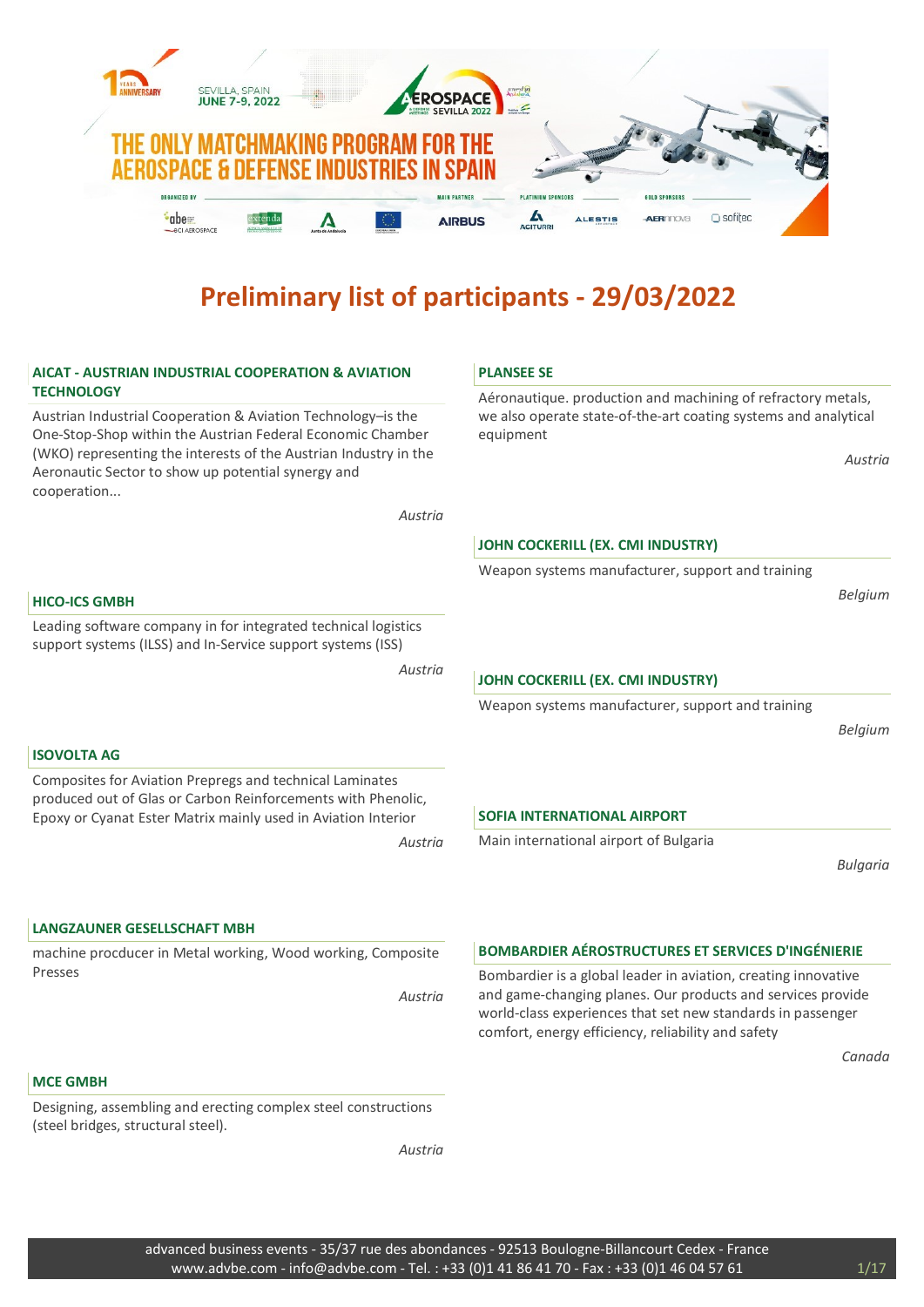# Preliminary list of participants - 29/03/2022

### AICAT - AUSTRIAN INDUSTRIAL COOPERATION & AVIATION TECHNOLOGY

Austrian Industrial Cooperation & Aviation Technology–is the One-Stop-Shop within the Austrian Federal Economic Chamber (WKO) representing the interests of the Austrian Industry in the Aeronautic Sector to show up potential synergy and cooperation...

*Austria*

### HICO-ICS GMBH

Leading software company in for integrated technical logistics support systems (ILSS) and In-Service support systems (ISS)

*Austria*

### ISOVOLTA AG

Composites for Aviation Pregregs and technical Laminates produced out of Glas or Carbon Reinforcements with Phenolic, Epoxy or Cyanat Ester Matrix mainly used in Aviation Interior

*Austria*

### LANGZAUNER GESELLSCHAFT MBH

machine procducer in Metal working, Wood working, Composite Presses

*Austria*

### MCE GMBH

Designing, assembling and erecting complex steel constructions (steel bridges, structural steel).

*Austria*

### PLANSEE SE

Aéronautique. production and machining of refractory metals, we also operate state-of-the-art coating systems and analytical equipment

*Austria*

### JOHN COCKERILL (EX. CMI INDUSTRY)

Weapon systems manufacturer, support and training

*Belgium*

### JOHN COCKERILL (EX. CMI INDUSTRY)

Weapon systems manufacturer, support and training

*Belgium*

### SOFIA INTERNATIONAL AIRPORT

Main international airport of Bulgaria

*Bulgaria*

### BOMBARDIER AÉROSTRUCTURES ET SERVICES D'INGÉNIERIE

Bombardier is a global leader in aviation, creating innovative and game-changing planes. Our products and services provide world-class experiences that set new standards in passenger comfort, energy efficiency, reliability and safety

*Canada*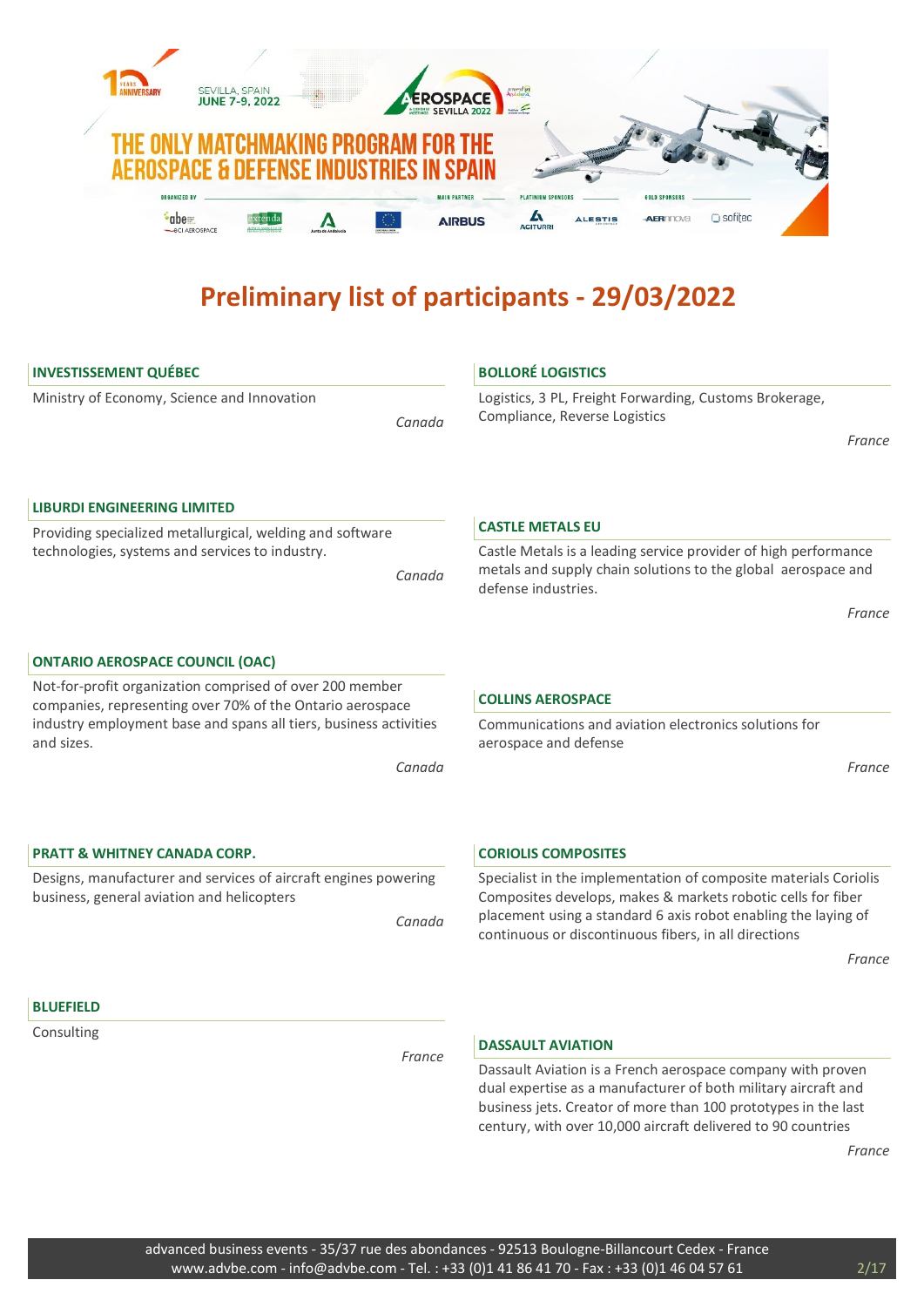# Preliminary list of participants - 29/03/2022

### INVESTISSEMENT QUÉBEC

Ministry of Economy, Science and Innovation

*Canada*

### LIBURDI ENGINEERING LIMITED

Providing specialized metallurgical, welding and software technologies, systems and services to industry.

*Canada*

### ONTARIO AEROSPACE COUNCIL (OAC)

Not-for-profit organization comprised of over 200 member companies, representing over 70% of the Ontario aerospace industry employment base and spans all tiers, business activities and sizes.

*Canada*

### PRATT & WHITNEY CANADA CORP.

Designs, manufacturer and services of aircraft engines powering business, general aviation and helicopters

*Canada*

### BLUEFIELD

Consulting

*France*

### BOLLORÉ LOGISTICS

Logistics, 3 PL, Freight Forwarding, Customs Brokerage, Compliance, Reverse Logistics

*France*

### CASTLE METALS EU

Castle Metals is a leading service provider of high performance metals and supply chain solutions to the global aerospace and defense industries.

*France*

### COLLINS AEROSPACE

Communications and aviation electronics solutions for aerospace and defense

*France*

### CORIOLIS COMPOSITES

Specialist in the implementation of composite materials Coriolis Composites develops, makes & markets robotic cells for fiber placement using a standard 6 axis robot enabling the laying of continuous or discontinuous fibers, in all directions

*France*

### DASSAULT AVIATION

Dassault Aviation is a French aerospace company with proven dual expertise as a manufacturer of both military aircraft and business jets. Creator of more than 100 prototypes in the last century, with over 10,000 aircraft delivered to 90 countries

*France*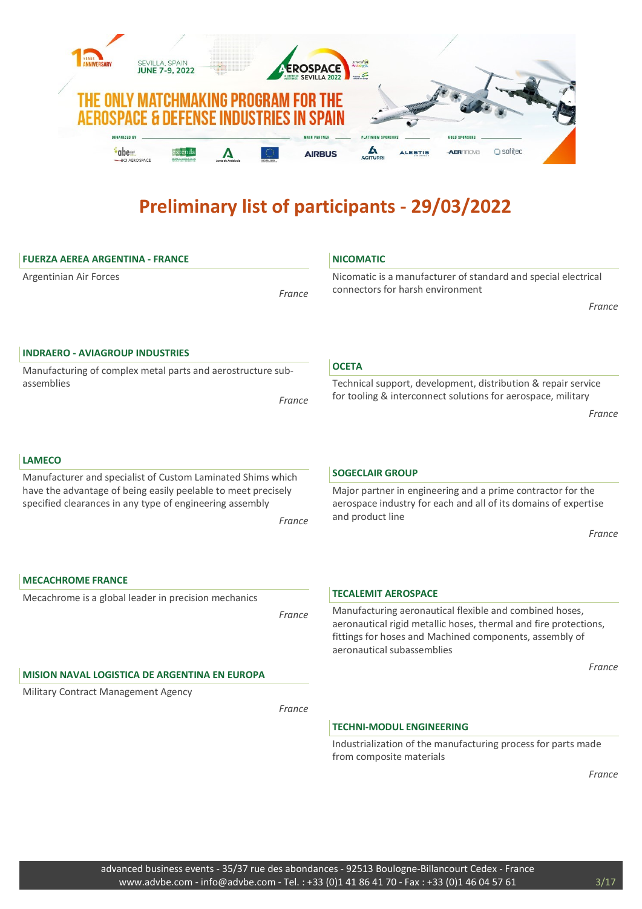# Preliminary list of participants - 29/03/2022

### FUERZA AEREA ARGENTINA - FRANCE

Argentinian Air Forces

*France*

### INDRAERO - AVIAGROUP INDUSTRIES

Manufacturing of complex metal parts and aerostructure sub-assemblies

*France*

### LAMECO

Manufacturer and specialist of Custom Laminated Shims which have the advantage of being easily peelable to meet precisely specified clearances in any type of engineering assembly

*France*

### MECACHROME FRANCE

Mecachrome is a global leader in precision mechanics

*France*

### MISION NAVAL LOGISTICA DE ARGENTINA EN EUROPA

Military Contract Management Agency

*France*

### NICOMATIC

Nicomatic is a manufacturer of standard and special electrical connectors for harsh environment

*France*

### OCETA

Technical support, development, distribution & repair service for tooling & interconnect solutions for aerospace, military

*France*

### SOGECLAIR GROUP

Major partner in engineering and a prime contractor for the aerospace industry for each and all of its domains of expertise and product line

*France*

### TECALEMIT AEROSPACE

Manufacturing aeronautical flexible and combined hoses, aeronautical rigid metallic hoses, thermal and fire protections, fittings for hoses and Machined components, assembly of aeronautical subassemblies

*France*

### TECHNI-MODUL ENGINEERING

Industrialization of the manufacturing process for parts made from composite materials

*France*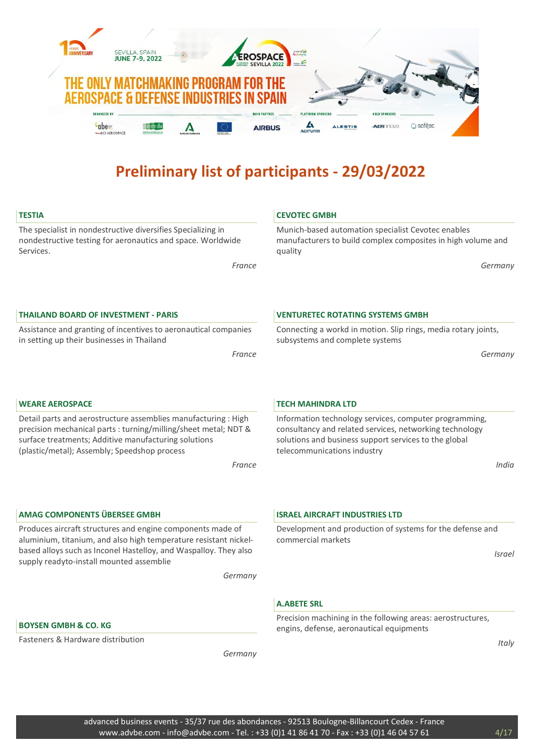# Preliminary list of participants - 29/03/2022

### TESTIA

The specialist in nondestructive diversifies Specializing in nondestructive testing for aeronautics and space. Worldwide Services.

*France*

### CEVOTEC GMBH

Munich-based automation specialist Cevotec enables manufacturers to build complex composites in high volume and quality

*Germany*

### THAILAND BOARD OF INVESTMENT - PARIS

Assistance and granting of incentives to aeronautical companies in setting up their businesses in Thailand

*France*

### VENTURETEC ROTATING SYSTEMS GMBH

Connecting a workd in motion. Slip rings, media rotary joints, subsystems and complete systems

*Germany*

### WEARE AEROSPACE

Detail parts and aerostructure assemblies manufacturing : High precision mechanical parts : turning/milling/sheet metal; NDT & surface treatments; Additive manufacturing solutions (plastic/metal); Assembly; Speedshop process

*France*

### TECH MAHINDRA LTD

Information technology services, computer programming, consultancy and related services, networking technology solutions and business support services to the global telecommunications industry

*India*

### AMAG COMPONENTS ÜBERSEE GMBH

Produces aircraft structures and engine components made of aluminium, titanium, and also high temperature resistant nickel-based alloys such as Inconel Hastelloy, and Waspalloy. They also supply readyto-install mounted assemblie

*Germany*

### ISRAEL AIRCRAFT INDUSTRIES LTD

Development and production of systems for the defense and commercial markets

*Israel*

### A.ABETE SRL

Precision machining in the following areas: aerostructures, engins, defense, aeronautical equipments

*Italy*

### BOYSEN GMBH & CO. KG

Fasteners & Hardware distribution

*Germany*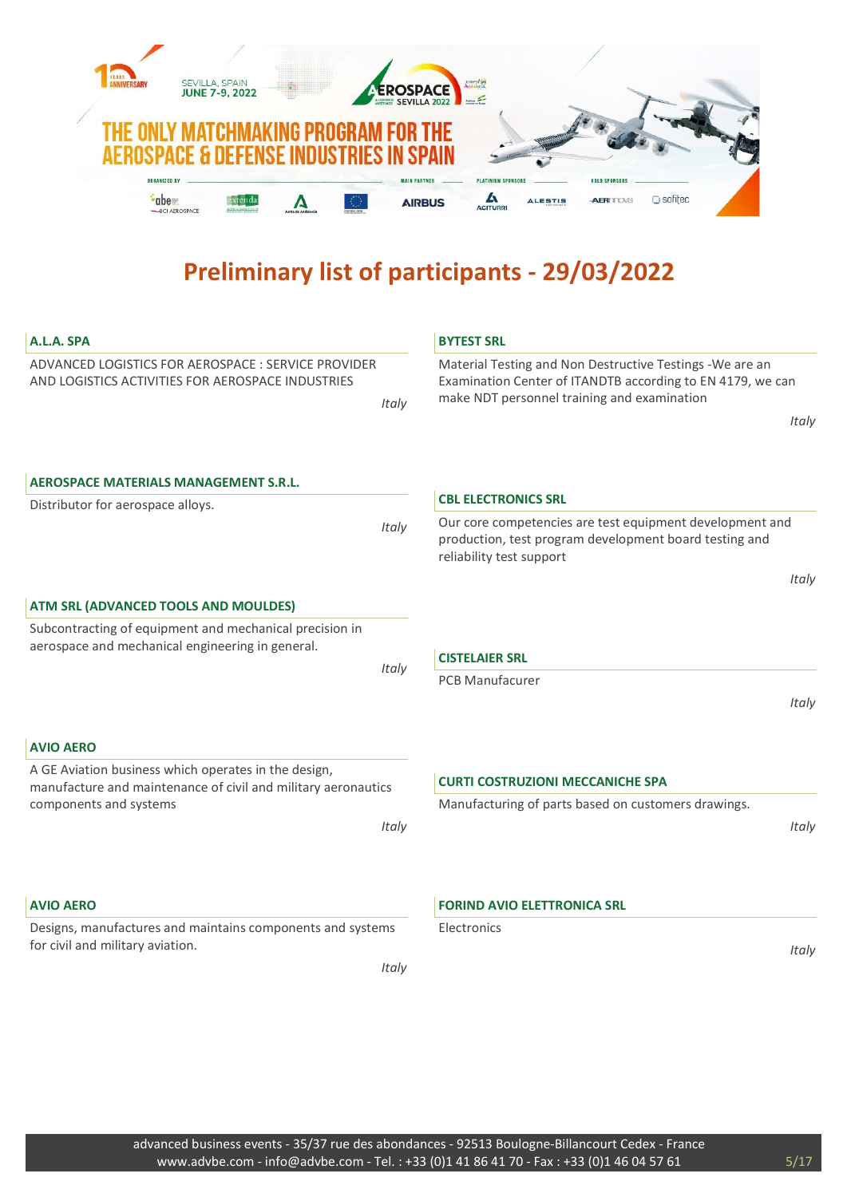# Preliminary list of participants - 29/03/2022

### A.L.A. SPA

ADVANCED LOGISTICS FOR AEROSPACE : SERVICE PROVIDER AND LOGISTICS ACTIVITIES FOR AEROSPACE INDUSTRIES

*Italy*

### AEROSPACE MATERIALS MANAGEMENT S.R.L.

Distributor for aerospace alloys.

*Italy*

### ATM SRL (ADVANCED TOOLS AND MOULDES)

Subcontracting of equipment and mechanical precision in aerospace and mechanical engineering in general.

*Italy*

### AVIO AERO

A GE Aviation business which operates in the design, manufacture and maintenance of civil and military aeronautics components and systems

*Italy*

### AVIO AERO

Designs, manufactures and maintains components and systems for civil and military aviation.

*Italy*

### BYTEST SRL

Material Testing and Non Destructive Testings -We are an Examination Center of ITANDTB according to EN 4179, we can make NDT personnel training and examination

*Italy*

### CBL ELECTRONICS SRL

Our core competencies are test equipment development and production, test program development board testing and reliability test support

*Italy*

### CISTELAIER SRL

PCB Manufacurer

*Italy*

### CURTI COSTRUZIONI MECCANICHE SPA

Manufacturing of parts based on customers drawings.

*Italy*

### FORIND AVIO ELETTRONICA SRL

Electronics

*Italy*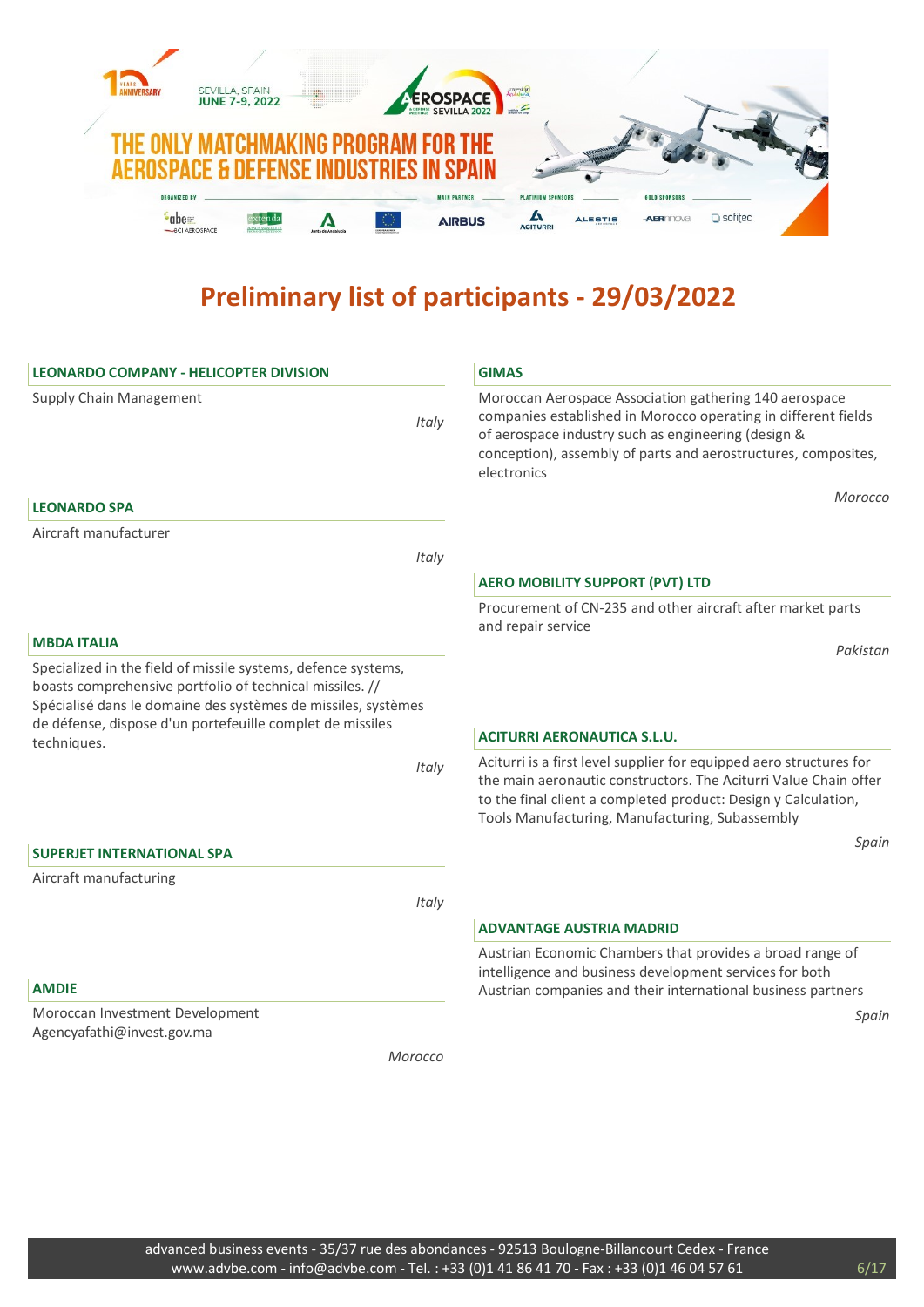# Preliminary list of participants - 29/03/2022

### LEONARDO COMPANY - HELICOPTER DIVISION

Supply Chain Management

*Italy*

### LEONARDO SPA

Aircraft manufacturer

*Italy*

### MBDA ITALIA

Specialized in the field of missile systems, defence systems, boasts comprehensive portfolio of technical missiles. // Spécialisé dans le domaine des systèmes de missiles, systèmes de défense, dispose d'un portefeuille complet de missiles techniques.

*Italy*

### SUPERJET INTERNATIONAL SPA

Aircraft manufacturing

*Italy*

### AMDIE

Moroccan Investment Development
Agencyafathi@invest.gov.ma

*Morocco*

### GIMAS

Moroccan Aerospace Association gathering 140 aerospace companies established in Morocco operating in different fields of aerospace industry such as engineering (design & conception), assembly of parts and aerostructures, composites, electronics

*Morocco*

### AERO MOBILITY SUPPORT (PVT) LTD

Procurement of CN-235 and other aircraft after market parts and repair service

*Pakistan*

### ACITURRI AERONAUTICA S.L.U.

Aciturri is a first level supplier for equipped aero structures for the main aeronautic constructors. The Aciturri Value Chain offer to the final client a completed product: Design y Calculation, Tools Manufacturing, Manufacturing, Subassembly

*Spain*

### ADVANTAGE AUSTRIA MADRID

Austrian Economic Chambers that provides a broad range of intelligence and business development services for both Austrian companies and their international business partners

*Spain*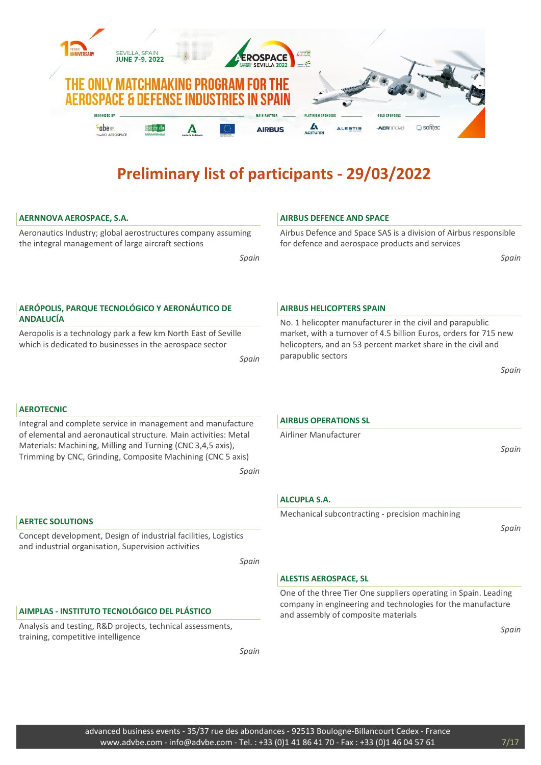# Preliminary list of participants - 29/03/2022

### AERNNOVA AEROSPACE, S.A.

Aeronautics Industry; global aerostructures company assuming the integral management of large aircraft sections

*Spain*

### AERÓPOLIS, PARQUE TECNOLÓGICO Y AERONÁUTICO DE ANDALUCÍA

Aeropolis is a technology park a few km North East of Seville which is dedicated to businesses in the aerospace sector

*Spain*

### AEROTECNIC

Integral and complete service in management and manufacture of elemental and aeronautical structure. Main activities: Metal Materials: Machining, Milling and Turning (CNC 3,4,5 axis), Trimming by CNC, Grinding, Composite Machining (CNC 5 axis)

*Spain*

### AERTEC SOLUTIONS

Concept development, Design of industrial facilities, Logistics and industrial organisation, Supervision activities

*Spain*

### AIMPLAS - INSTITUTO TECNOLÓGICO DEL PLÁSTICO

Analysis and testing, R&D projects, technical assessments, training, competitive intelligence

*Spain*

### AIRBUS DEFENCE AND SPACE

Airbus Defence and Space SAS is a division of Airbus responsible for defence and aerospace products and services

*Spain*

### AIRBUS HELICOPTERS SPAIN

No. 1 helicopter manufacturer in the civil and parapublic market, with a turnover of 4.5 billion Euros, orders for 715 new helicopters, and an 53 percent market share in the civil and parapublic sectors

*Spain*

### AIRBUS OPERATIONS SL

Airliner Manufacturer

*Spain*

### ALCUPLA S.A.

Mechanical subcontracting - precision machining

*Spain*

### ALESTIS AEROSPACE, SL

One of the three Tier One suppliers operating in Spain. Leading company in engineering and technologies for the manufacture and assembly of composite materials

*Spain*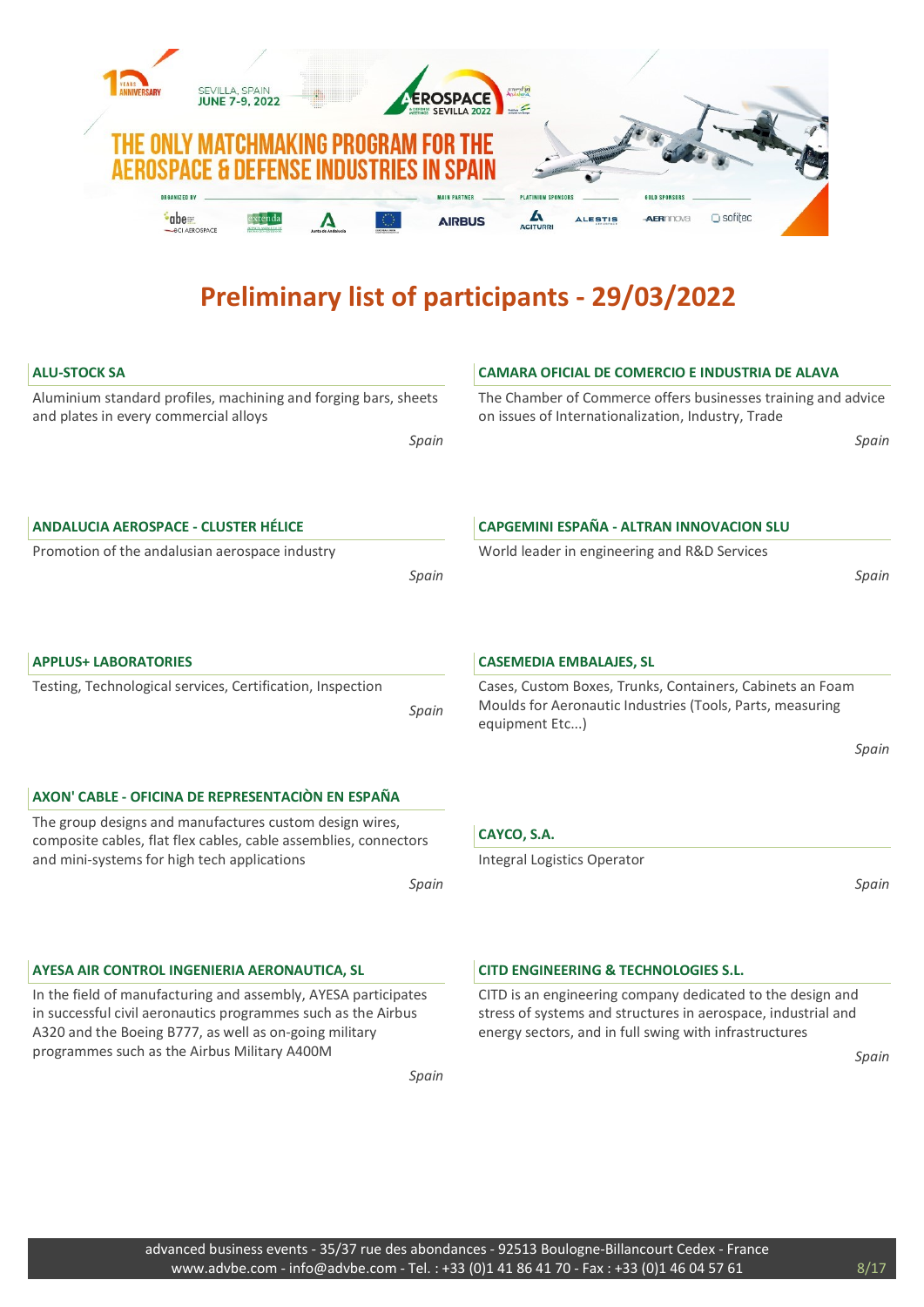# Preliminary list of participants - 29/03/2022

### ALU-STOCK SA

Aluminium standard profiles, machining and forging bars, sheets and plates in every commercial alloys

*Spain*

### ANDALUCIA AEROSPACE - CLUSTER HÉLICE

Promotion of the andalusian aerospace industry

*Spain*

### APPLUS+ LABORATORIES

Testing, Technological services, Certification, Inspection

*Spain*

### AXON' CABLE - OFICINA DE REPRESENTACIÒN EN ESPAÑA

The group designs and manufactures custom design wires, composite cables, flat flex cables, cable assemblies, connectors and mini-systems for high tech applications

*Spain*

### AYESA AIR CONTROL INGENIERIA AERONAUTICA, SL

In the field of manufacturing and assembly, AYESA participates in successful civil aeronautics programmes such as the Airbus A320 and the Boeing B777, as well as on-going military programmes such as the Airbus Military A400M

*Spain*

### CAMARA OFICIAL DE COMERCIO E INDUSTRIA DE ALAVA

The Chamber of Commerce offers businesses training and advice on issues of Internationalization, Industry, Trade

*Spain*

### CAPGEMINI ESPAÑA - ALTRAN INNOVACION SLU

World leader in engineering and R&D Services

*Spain*

### CASEMEDIA EMBALAJES, SL

Cases, Custom Boxes, Trunks, Containers, Cabinets an Foam Moulds for Aeronautic Industries (Tools, Parts, measuring equipment Etc...)

*Spain*

### CAYCO, S.A.

Integral Logistics Operator

*Spain*

### CITD ENGINEERING & TECHNOLOGIES S.L.

CITD is an engineering company dedicated to the design and stress of systems and structures in aerospace, industrial and energy sectors, and in full swing with infrastructures

*Spain*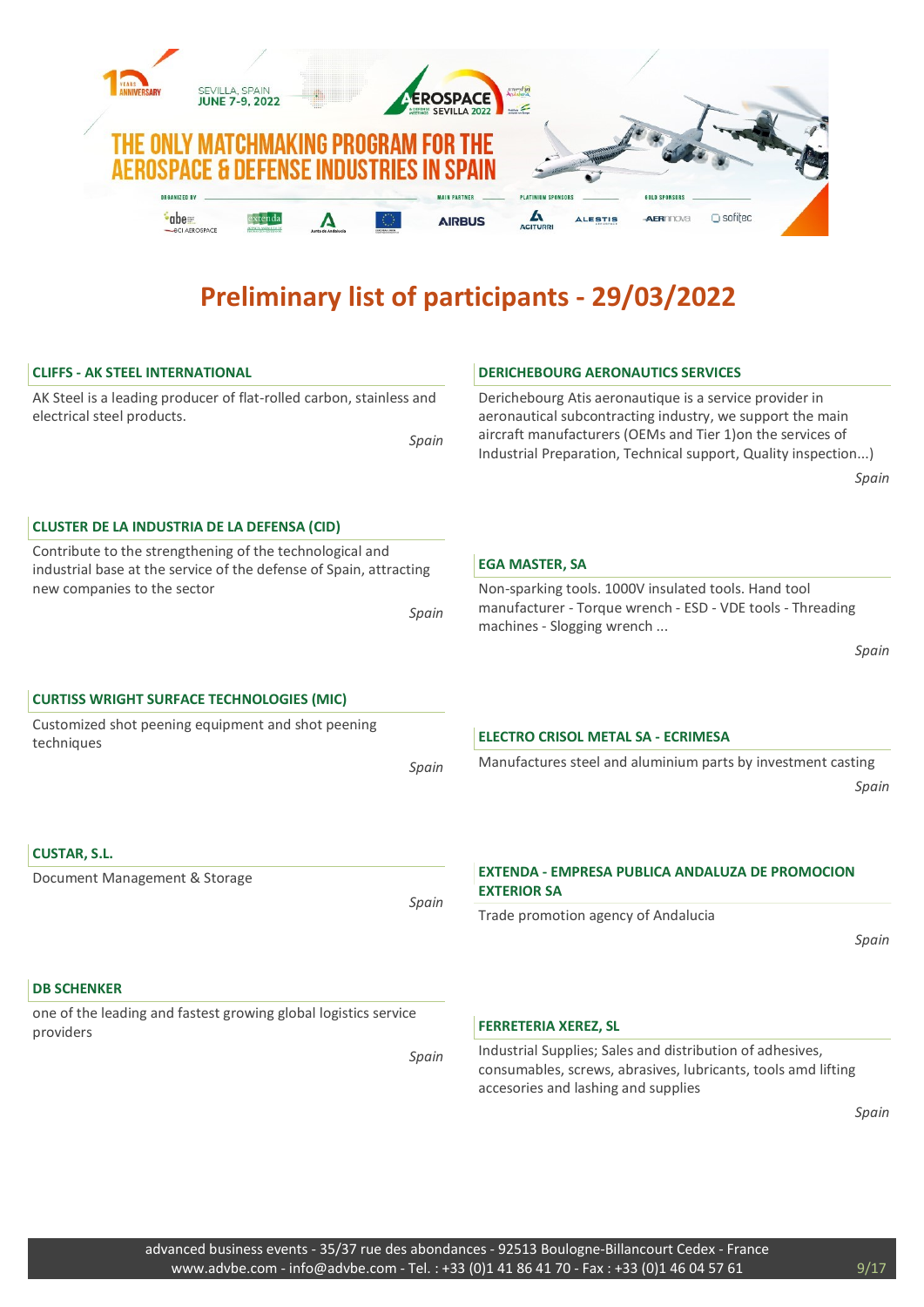# Preliminary list of participants - 29/03/2022

### CLIFFS - AK STEEL INTERNATIONAL

AK Steel is a leading producer of flat-rolled carbon, stainless and electrical steel products.

*Spain*

### CLUSTER DE LA INDUSTRIA DE LA DEFENSA (CID)

Contribute to the strengthening of the technological and industrial base at the service of the defense of Spain, attracting new companies to the sector

*Spain*

### CURTISS WRIGHT SURFACE TECHNOLOGIES (MIC)

Customized shot peening equipment and shot peening techniques

*Spain*

### CUSTAR, S.L.

Document Management & Storage

*Spain*

### DB SCHENKER

one of the leading and fastest growing global logistics service providers

*Spain*

### DERICHEBOURG AERONAUTICS SERVICES

Derichebourg Atis aeronautique is a service provider in aeronautical subcontracting industry, we support the main aircraft manufacturers (OEMs and Tier 1)on the services of Industrial Preparation, Technical support, Quality inspection...)

*Spain*

### EGA MASTER, SA

Non-sparking tools. 1000V insulated tools. Hand tool manufacturer - Torque wrench - ESD - VDE tools - Threading machines - Slogging wrench ...

*Spain*

### ELECTRO CRISOL METAL SA - ECRIMESA

Manufactures steel and aluminium parts by investment casting

*Spain*

### EXTENDA - EMPRESA PUBLICA ANDALUZA DE PROMOCION EXTERIOR SA

Trade promotion agency of Andalucia

*Spain*

### FERRETERIA XEREZ, SL

Industrial Supplies; Sales and distribution of adhesives, consumables, screws, abrasives, lubricants, tools amd lifting accesories and lashing and supplies

*Spain*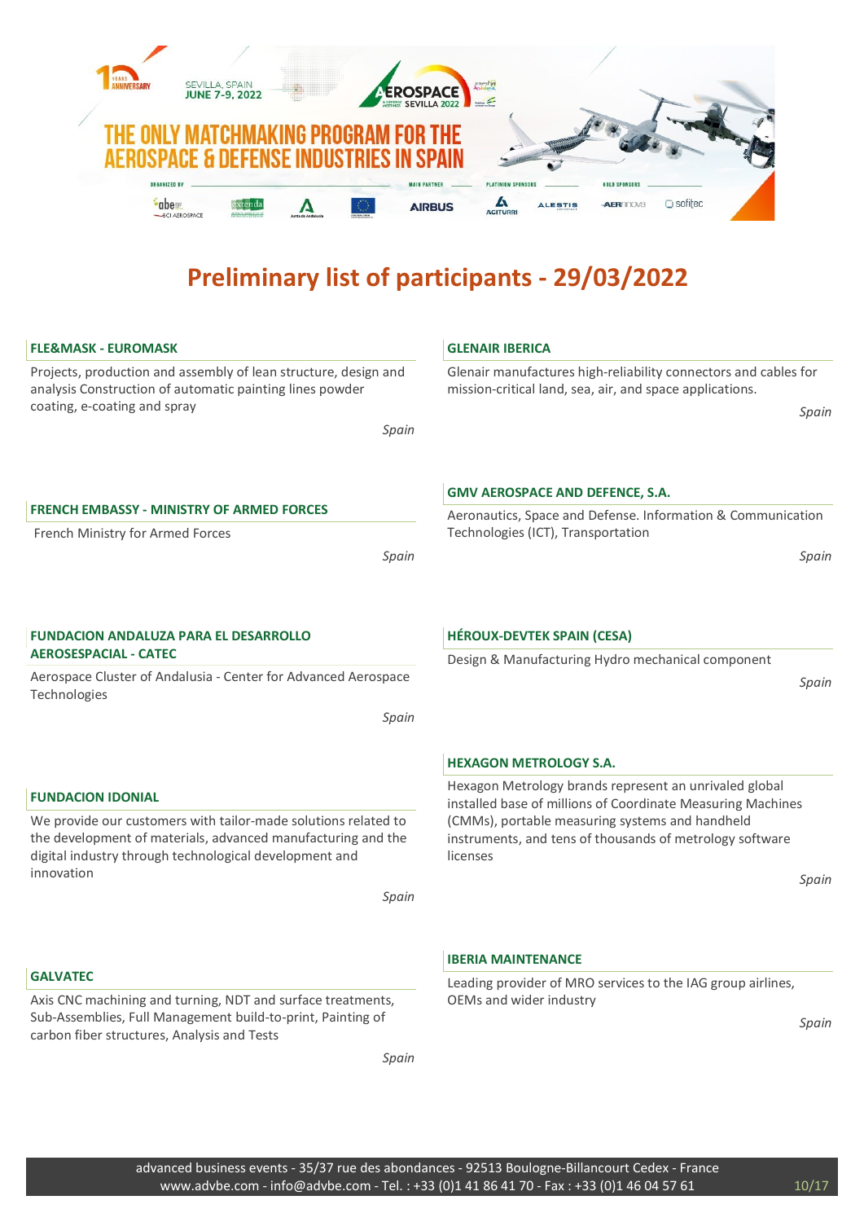# Preliminary list of participants - 29/03/2022

### FLE&MASK - EUROMASK

Projects, production and assembly of lean structure, design and analysis Construction of automatic painting lines powder coating, e-coating and spray

*Spain*

### FRENCH EMBASSY - MINISTRY OF ARMED FORCES

French Ministry for Armed Forces

*Spain*

### FUNDACION ANDALUZA PARA EL DESARROLLO AEROSESPACIAL - CATEC

Aerospace Cluster of Andalusia - Center for Advanced Aerospace Technologies

*Spain*

### FUNDACION IDONIAL

We provide our customers with tailor-made solutions related to the development of materials, advanced manufacturing and the digital industry through technological development and innovation

*Spain*

### GALVATEC

Axis CNC machining and turning, NDT and surface treatments, Sub-Assemblies, Full Management build-to-print, Painting of carbon fiber structures, Analysis and Tests

*Spain*

### GLENAIR IBERICA

Glenair manufactures high-reliability connectors and cables for mission-critical land, sea, air, and space applications.

*Spain*

### GMV AEROSPACE AND DEFENCE, S.A.

Aeronautics, Space and Defense. Information & Communication Technologies (ICT), Transportation

*Spain*

### HÉROUX-DEVTEK SPAIN (CESA)

Design & Manufacturing Hydro mechanical component

*Spain*

### HEXAGON METROLOGY S.A.

Hexagon Metrology brands represent an unrivaled global installed base of millions of Coordinate Measuring Machines (CMMs), portable measuring systems and handheld instruments, and tens of thousands of metrology software licenses

*Spain*

### IBERIA MAINTENANCE

Leading provider of MRO services to the IAG group airlines, OEMs and wider industry

*Spain*

advanced business events - 35/37 rue des abondances - 92513 Boulogne-Billancourt Cedex - France
www.advbe.com - info@advbe.com - Tel. : +33 (0)1 41 86 41 70 - Fax : +33 (0)1 46 04 57 61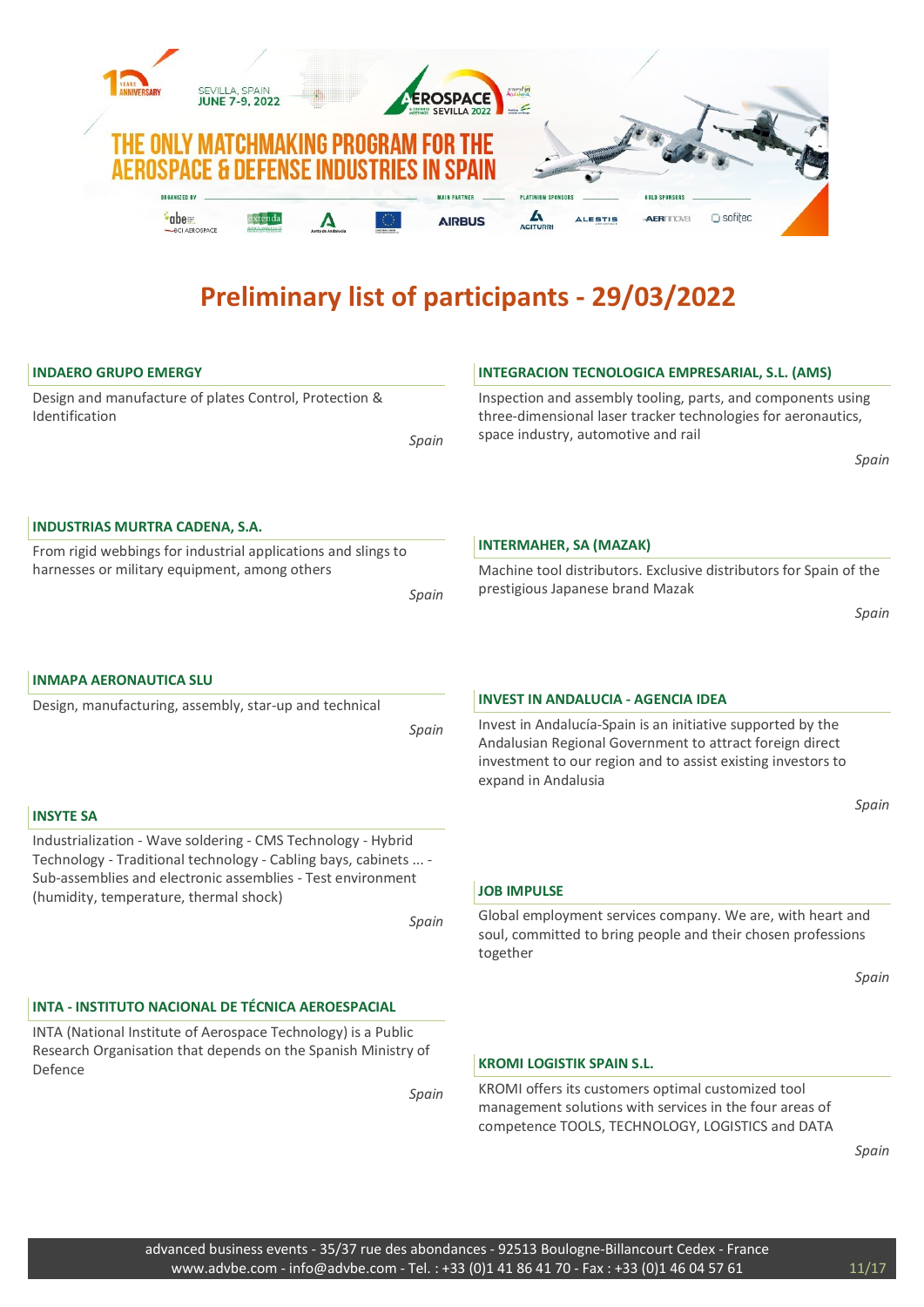# Preliminary list of participants - 29/03/2022

### INDAERO GRUPO EMERGY

Design and manufacture of plates Control, Protection & Identification

*Spain*

### INDUSTRIAS MURTRA CADENA, S.A.

From rigid webbings for industrial applications and slings to harnesses or military equipment, among others

*Spain*

### INMAPA AERONAUTICA SLU

Design, manufacturing, assembly, star-up and technical

*Spain*

### INSYTE SA

Industrialization - Wave soldering - CMS Technology - Hybrid Technology - Traditional technology - Cabling bays, cabinets ... - Sub-assemblies and electronic assemblies - Test environment (humidity, temperature, thermal shock)

*Spain*

### INTA - INSTITUTO NACIONAL DE TÉCNICA AEROESPACIAL

INTA (National Institute of Aerospace Technology) is a Public Research Organisation that depends on the Spanish Ministry of Defence

*Spain*

### INTEGRACION TECNOLOGICA EMPRESARIAL, S.L. (AMS)

Inspection and assembly tooling, parts, and components using three-dimensional laser tracker technologies for aeronautics, space industry, automotive and rail

*Spain*

### INTERMAHER, SA (MAZAK)

Machine tool distributors. Exclusive distributors for Spain of the prestigious Japanese brand Mazak

*Spain*

### INVEST IN ANDALUCIA - AGENCIA IDEA

Invest in Andalucía-Spain is an initiative supported by the Andalusian Regional Government to attract foreign direct investment to our region and to assist existing investors to expand in Andalusia

*Spain*

### JOB IMPULSE

Global employment services company. We are, with heart and soul, committed to bring people and their chosen professions together

*Spain*

### KROMI LOGISTIK SPAIN S.L.

KROMI offers its customers optimal customized tool management solutions with services in the four areas of competence TOOLS, TECHNOLOGY, LOGISTICS and DATA

*Spain*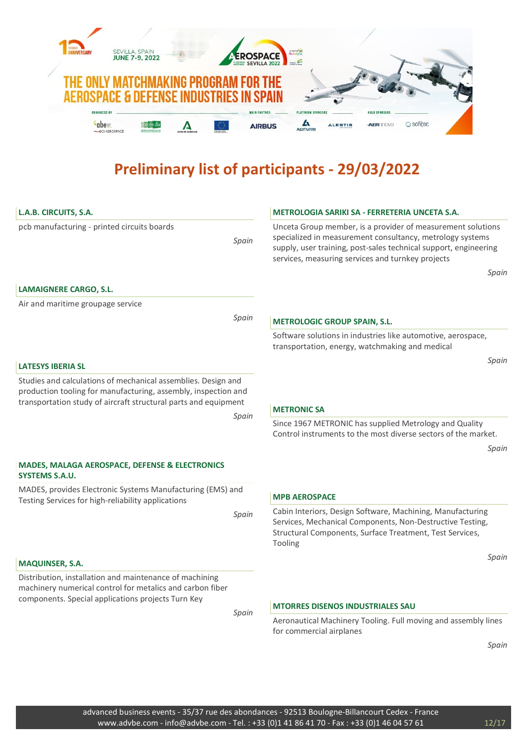# Preliminary list of participants - 29/03/2022

### L.A.B. CIRCUITS, S.A.

pcb manufacturing - printed circuits boards

*Spain*

### LAMAIGNERE CARGO, S.L.

Air and maritime groupage service

*Spain*

### LATESYS IBERIA SL

Studies and calculations of mechanical assemblies. Design and production tooling for manufacturing, assembly, inspection and transportation study of aircraft structural parts and equipment

*Spain*

### MADES, MALAGA AEROSPACE, DEFENSE & ELECTRONICS SYSTEMS S.A.U.

MADES, provides Electronic Systems Manufacturing (EMS) and Testing Services for high-reliability applications

*Spain*

### MAQUINSER, S.A.

Distribution, installation and maintenance of machining machinery numerical control for metalics and carbon fiber components. Special applications projects Turn Key

*Spain*

### METROLOGIA SARIKI SA - FERRETERIA UNCETA S.A.

Unceta Group member, is a provider of measurement solutions specialized in measurement consultancy, metrology systems supply, user training, post-sales technical support, engineering services, measuring services and turnkey projects

*Spain*

### METROLOGIC GROUP SPAIN, S.L.

Software solutions in industries like automotive, aerospace, transportation, energy, watchmaking and medical

*Spain*

### METRONIC SA

Since 1967 METRONIC has supplied Metrology and Quality Control instruments to the most diverse sectors of the market.

*Spain*

### MPB AEROSPACE

Cabin Interiors, Design Software, Machining, Manufacturing Services, Mechanical Components, Non-Destructive Testing, Structural Components, Surface Treatment, Test Services, Tooling

*Spain*

### MTORRES DISENOS INDUSTRIALES SAU

Aeronautical Machinery Tooling. Full moving and assembly lines for commercial airplanes

*Spain*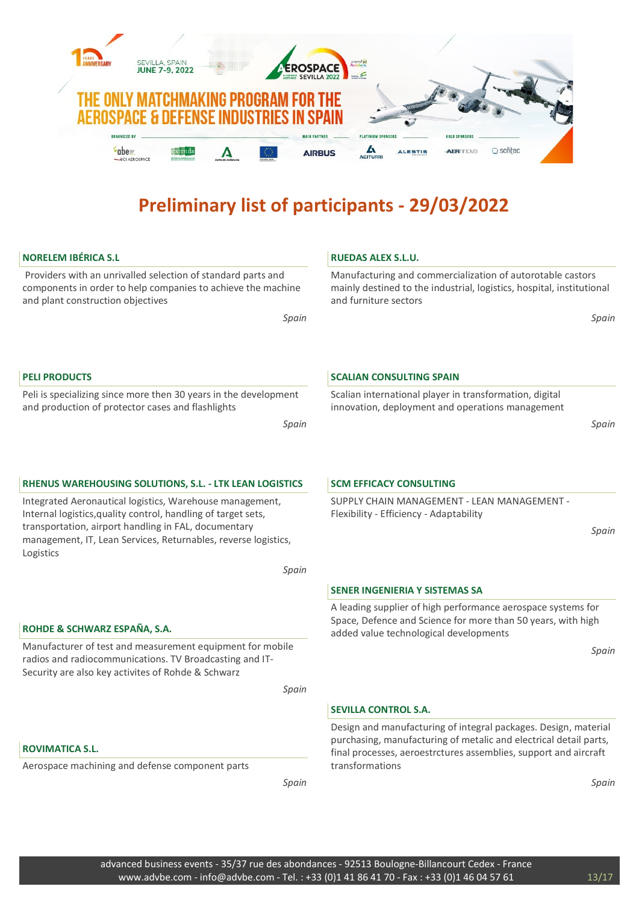# Preliminary list of participants - 29/03/2022

### NORELEM IBÉRICA S.L

Providers with an unrivalled selection of standard parts and components in order to help companies to achieve the machine and plant construction objectives

*Spain*

### PELI PRODUCTS

Peli is specializing since more then 30 years in the development and production of protector cases and flashlights

*Spain*

### RHENUS WAREHOUSING SOLUTIONS, S.L. - LTK LEAN LOGISTICS

Integrated Aeronautical logistics, Warehouse management, Internal logistics,quality control, handling of target sets, transportation, airport handling in FAL, documentary management, IT, Lean Services, Returnables, reverse logistics, Logistics

*Spain*

### ROHDE & SCHWARZ ESPAÑA, S.A.

Manufacturer of test and measurement equipment for mobile radios and radiocommunications. TV Broadcasting and IT-Security are also key activites of Rohde & Schwarz

*Spain*

### ROVIMATICA S.L.

Aerospace machining and defense component parts

*Spain*

### RUEDAS ALEX S.L.U.

Manufacturing and commercialization of autorotable castors mainly destined to the industrial, logistics, hospital, institutional and furniture sectors

*Spain*

### SCALIAN CONSULTING SPAIN

Scalian international player in transformation, digital innovation, deployment and operations management

*Spain*

### SCM EFFICACY CONSULTING

SUPPLY CHAIN MANAGEMENT - LEAN MANAGEMENT - Flexibility - Efficiency - Adaptability

*Spain*

### SENER INGENIERIA Y SISTEMAS SA

A leading supplier of high performance aerospace systems for Space, Defence and Science for more than 50 years, with high added value technological developments

*Spain*

### SEVILLA CONTROL S.A.

Design and manufacturing of integral packages. Design, material purchasing, manufacturing of metalic and electrical detail parts, final processes, aeroestrctures assemblies, support and aircraft transformations

*Spain*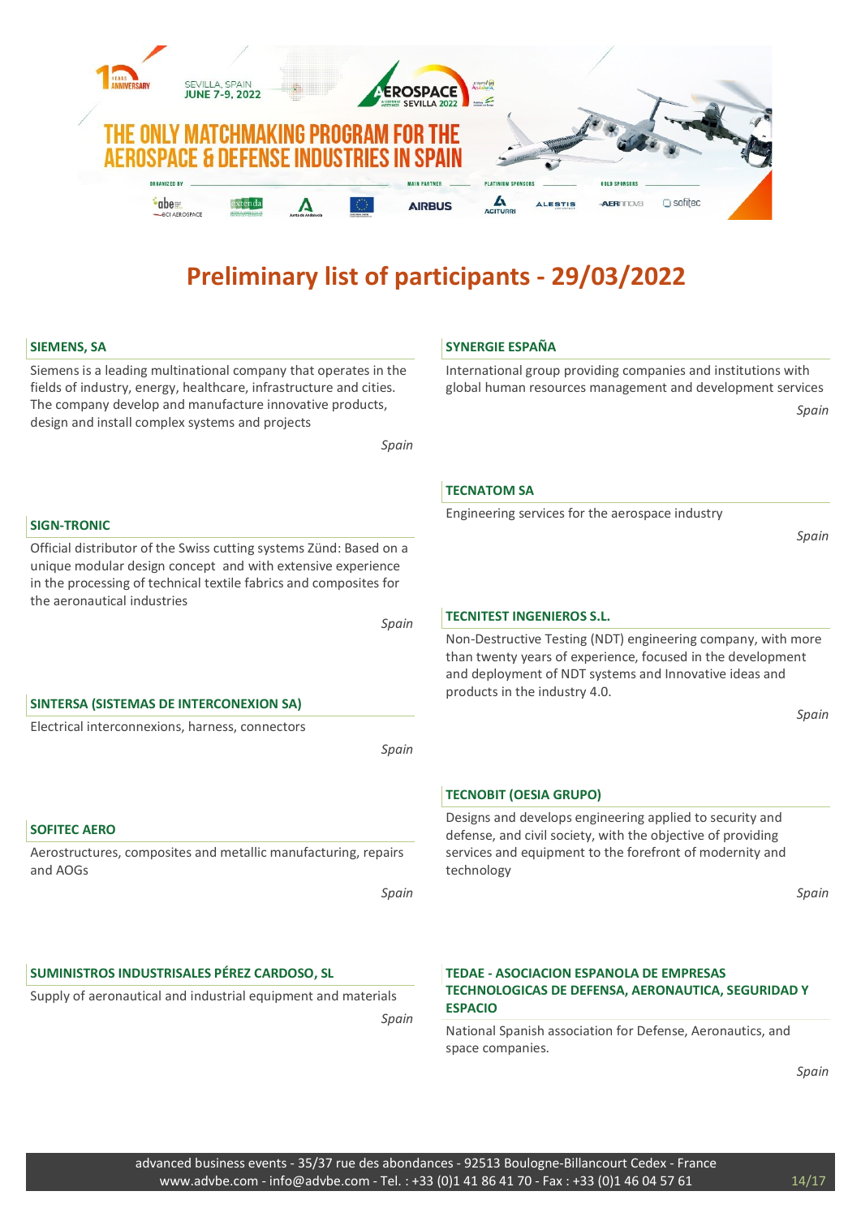# Preliminary list of participants - 29/03/2022

### SIEMENS, SA

Siemens is a leading multinational company that operates in the fields of industry, energy, healthcare, infrastructure and cities. The company develop and manufacture innovative products, design and install complex systems and projects

*Spain*

### SIGN-TRONIC

Official distributor of the Swiss cutting systems Zünd: Based on a unique modular design concept and with extensive experience in the processing of technical textile fabrics and composites for the aeronautical industries

*Spain*

### SINTERSA (SISTEMAS DE INTERCONEXION SA)

Electrical interconnexions, harness, connectors

*Spain*

### SOFITEC AERO

Aerostructures, composites and metallic manufacturing, repairs and AOGs

*Spain*

### SUMINISTROS INDUSTRISALES PÉREZ CARDOSO, SL

Supply of aeronautical and industrial equipment and materials

*Spain*

### SYNERGIE ESPAÑA

International group providing companies and institutions with global human resources management and development services

*Spain*

### TECNATOM SA

Engineering services for the aerospace industry

*Spain*

### TECNITEST INGENIEROS S.L.

Non-Destructive Testing (NDT) engineering company, with more than twenty years of experience, focused in the development and deployment of NDT systems and Innovative ideas and products in the industry 4.0.

*Spain*

### TECNOBIT (OESIA GRUPO)

Designs and develops engineering applied to security and defense, and civil society, with the objective of providing services and equipment to the forefront of modernity and technology

*Spain*

### TEDAE - ASOCIACION ESPANOLA DE EMPRESAS TECHNOLOGICAS DE DEFENSA, AERONAUTICA, SEGURIDAD Y ESPACIO

National Spanish association for Defense, Aeronautics, and space companies.

*Spain*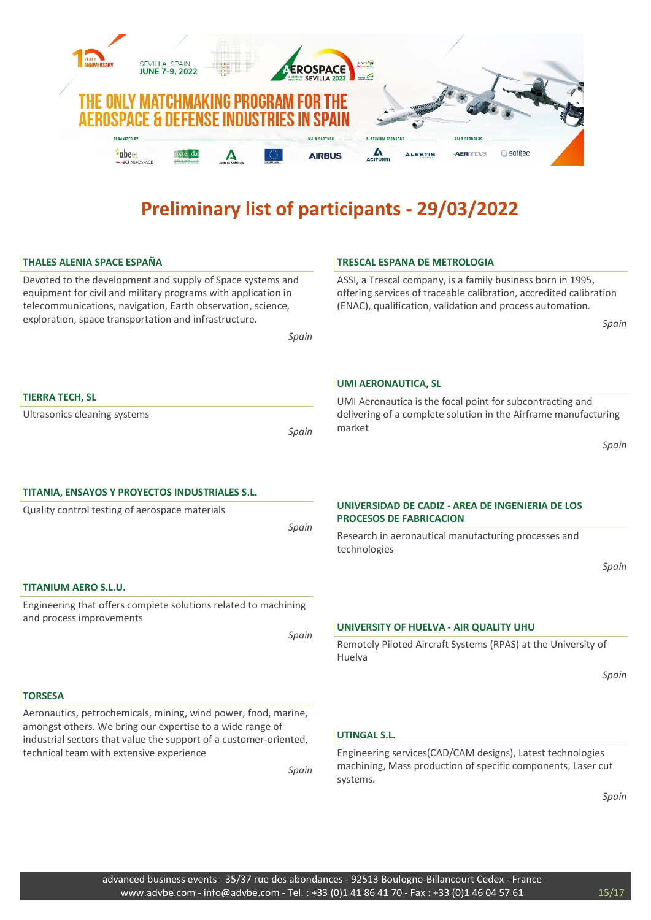# Preliminary list of participants - 29/03/2022

### THALES ALENIA SPACE ESPAÑA

Devoted to the development and supply of Space systems and equipment for civil and military programs with application in telecommunications, navigation, Earth observation, science, exploration, space transportation and infrastructure.

*Spain*

### TIERRA TECH, SL

Ultrasonics cleaning systems

*Spain*

### TITANIA, ENSAYOS Y PROYECTOS INDUSTRIALES S.L.

Quality control testing of aerospace materials

*Spain*

### TITANIUM AERO S.L.U.

Engineering that offers complete solutions related to machining and process improvements

*Spain*

### TORSESA

Aeronautics, petrochemicals, mining, wind power, food, marine, amongst others. We bring our expertise to a wide range of industrial sectors that value the support of a customer-oriented, technical team with extensive experience

*Spain*

### TRESCAL ESPANA DE METROLOGIA

ASSI, a Trescal company, is a family business born in 1995, offering services of traceable calibration, accredited calibration (ENAC), qualification, validation and process automation.

*Spain*

### UMI AERONAUTICA, SL

UMI Aeronautica is the focal point for subcontracting and delivering of a complete solution in the Airframe manufacturing market

*Spain*

### UNIVERSIDAD DE CADIZ - AREA DE INGENIERIA DE LOS PROCESOS DE FABRICACION

Research in aeronautical manufacturing processes and technologies

*Spain*

### UNIVERSITY OF HUELVA - AIR QUALITY UHU

Remotely Piloted Aircraft Systems (RPAS) at the University of Huelva

*Spain*

### UTINGAL S.L.

Engineering services(CAD/CAM designs), Latest technologies machining, Mass production of specific components, Laser cut systems.

*Spain*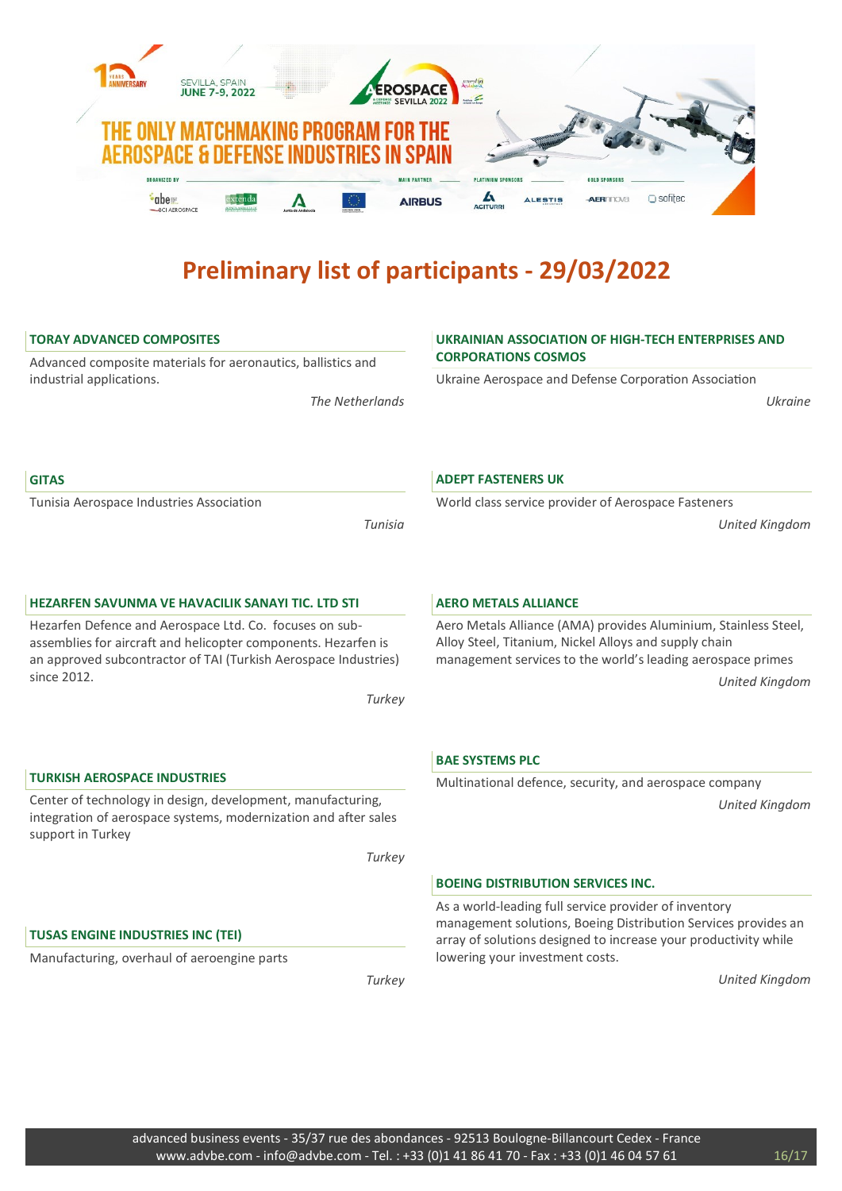# Preliminary list of participants - 29/03/2022

### TORAY ADVANCED COMPOSITES

Advanced composite materials for aeronautics, ballistics and industrial applications.

*The Netherlands*

### GITAS

Tunisia Aerospace Industries Association

*Tunisia*

### HEZARFEN SAVUNMA VE HAVACILIK SANAYI TIC. LTD STI

Hezarfen Defence and Aerospace Ltd. Co. focuses on sub-assemblies for aircraft and helicopter components. Hezarfen is an approved subcontractor of TAI (Turkish Aerospace Industries) since 2012.

*Turkey*

### TURKISH AEROSPACE INDUSTRIES

Center of technology in design, development, manufacturing, integration of aerospace systems, modernization and after sales support in Turkey

*Turkey*

### TUSAS ENGINE INDUSTRIES INC (TEI)

Manufacturing, overhaul of aeroengine parts

*Turkey*

### UKRAINIAN ASSOCIATION OF HIGH-TECH ENTERPRISES AND CORPORATIONS COSMOS

Ukraine Aerospace and Defense Corporation Association

*Ukraine*

### ADEPT FASTENERS UK

World class service provider of Aerospace Fasteners

*United Kingdom*

### AERO METALS ALLIANCE

Aero Metals Alliance (AMA) provides Aluminium, Stainless Steel, Alloy Steel, Titanium, Nickel Alloys and supply chain management services to the world's leading aerospace primes

*United Kingdom*

### BAE SYSTEMS PLC

Multinational defence, security, and aerospace company

*United Kingdom*

### BOEING DISTRIBUTION SERVICES INC.

As a world-leading full service provider of inventory management solutions, Boeing Distribution Services provides an array of solutions designed to increase your productivity while lowering your investment costs.

*United Kingdom*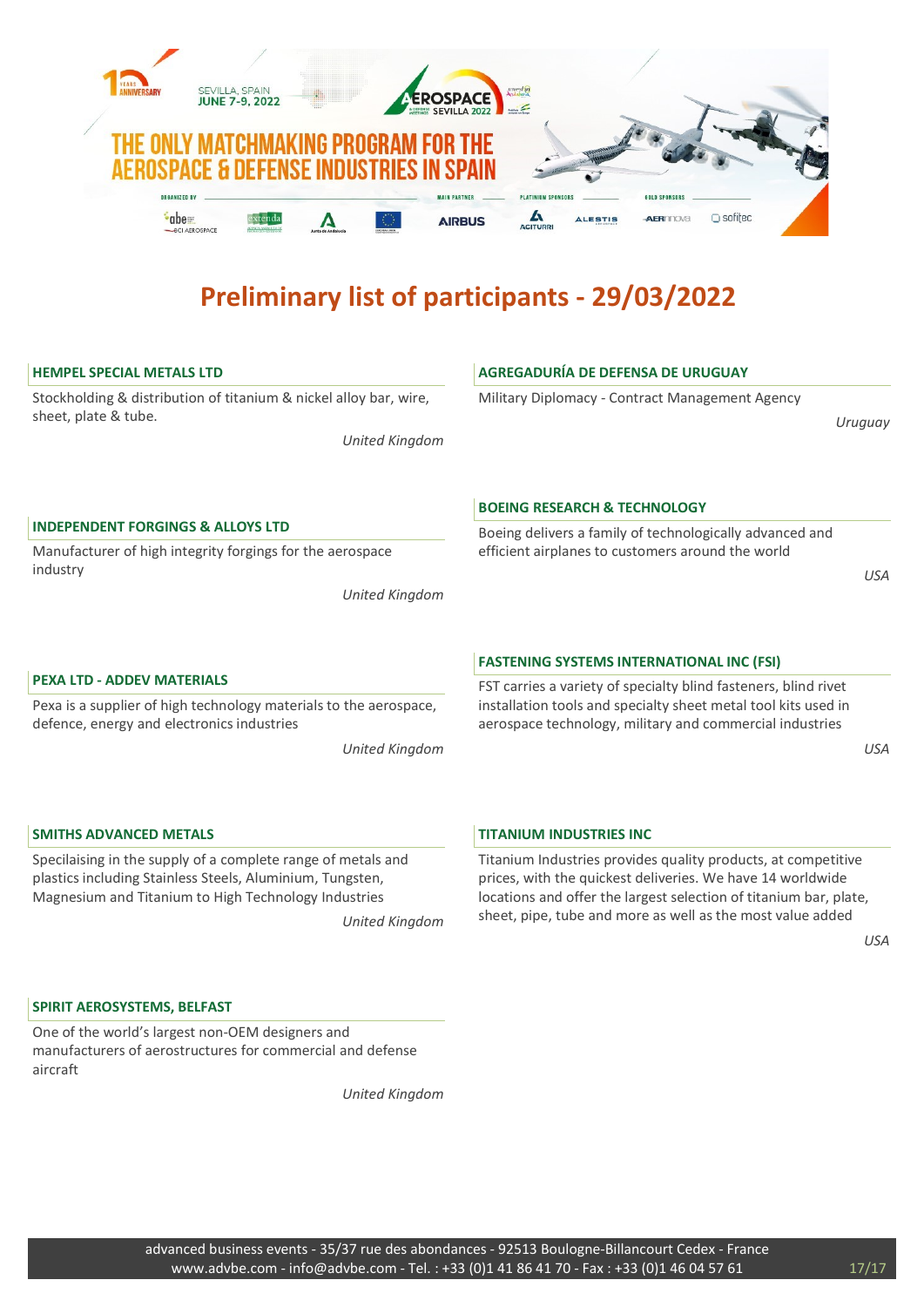# Preliminary list of participants - 29/03/2022

### HEMPEL SPECIAL METALS LTD

Stockholding & distribution of titanium & nickel alloy bar, wire, sheet, plate & tube.

*United Kingdom*

### INDEPENDENT FORGINGS & ALLOYS LTD

Manufacturer of high integrity forgings for the aerospace industry

*United Kingdom*

### PEXA LTD - ADDEV MATERIALS

Pexa is a supplier of high technology materials to the aerospace, defence, energy and electronics industries

*United Kingdom*

### SMITHS ADVANCED METALS

Specilaising in the supply of a complete range of metals and plastics including Stainless Steels, Aluminium, Tungsten, Magnesium and Titanium to High Technology Industries

*United Kingdom*

### SPIRIT AEROSYSTEMS, BELFAST

One of the world's largest non-OEM designers and manufacturers of aerostructures for commercial and defense aircraft

*United Kingdom*

### AGREGADURÍA DE DEFENSA DE URUGUAY

Military Diplomacy - Contract Management Agency

*Uruguay*

### BOEING RESEARCH & TECHNOLOGY

Boeing delivers a family of technologically advanced and efficient airplanes to customers around the world

*USA*

### FASTENING SYSTEMS INTERNATIONAL INC (FSI)

FST carries a variety of specialty blind fasteners, blind rivet installation tools and specialty sheet metal tool kits used in aerospace technology, military and commercial industries

*USA*

### TITANIUM INDUSTRIES INC

Titanium Industries provides quality products, at competitive prices, with the quickest deliveries. We have 14 worldwide locations and offer the largest selection of titanium bar, plate, sheet, pipe, tube and more as well as the most value added

*USA*